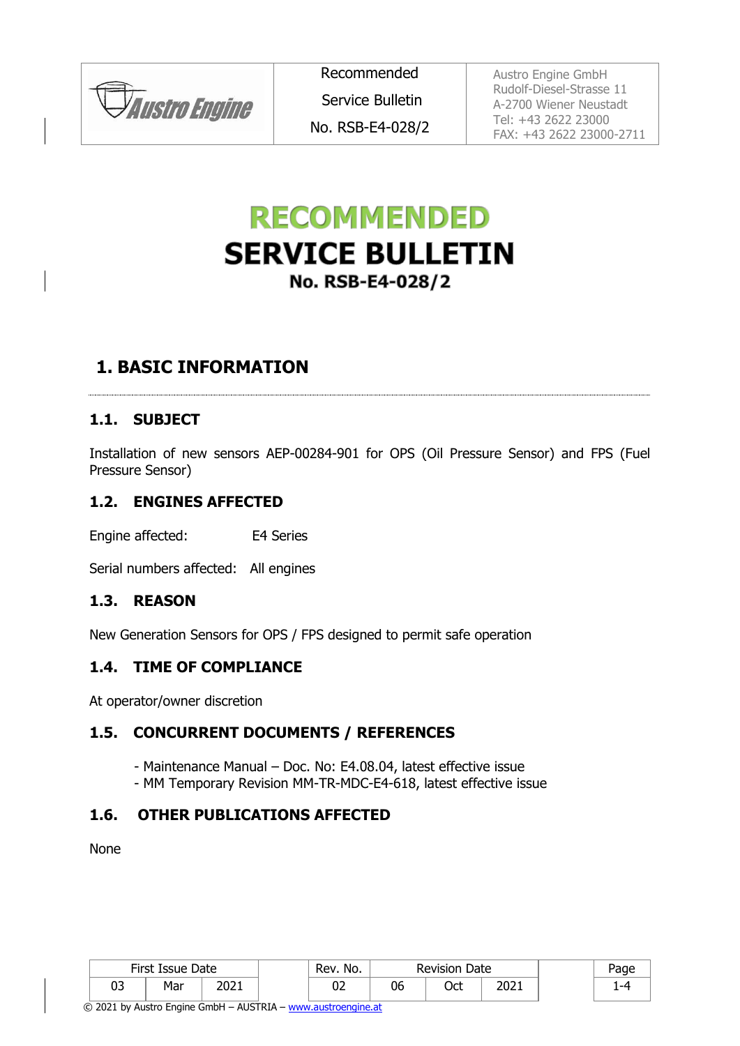# RECOMMENDED SERVICE BULLETIN

**No. RSB-E4-028/2**

## 1. BASIC INFORMATION

### 1.1. SUBJECT

Installation of new sensors AEP-00284-901 for OPS (Oil Pressure Sensor) and FPS (Fuel Pressure Sensor)

### 1.2. ENGINES AFFECTED

Engine affected: E4 Series

Serial numbers affected: All engines

### 1.3. REASON

New Generation Sensors for OPS / FPS designed to permit safe operation

### 1.4. TIME OF COMPLIANCE

At operator/owner discretion

### 1.5. CONCURRENT DOCUMENTS / REFERENCES

- Maintenance Manual – Doc. No: E4.08.04, latest effective issue
- MM Temporary Revision MM-TR-MDC-E4-618, latest effective issue

### 1.6. OTHER PUBLICATIONS AFFECTED

None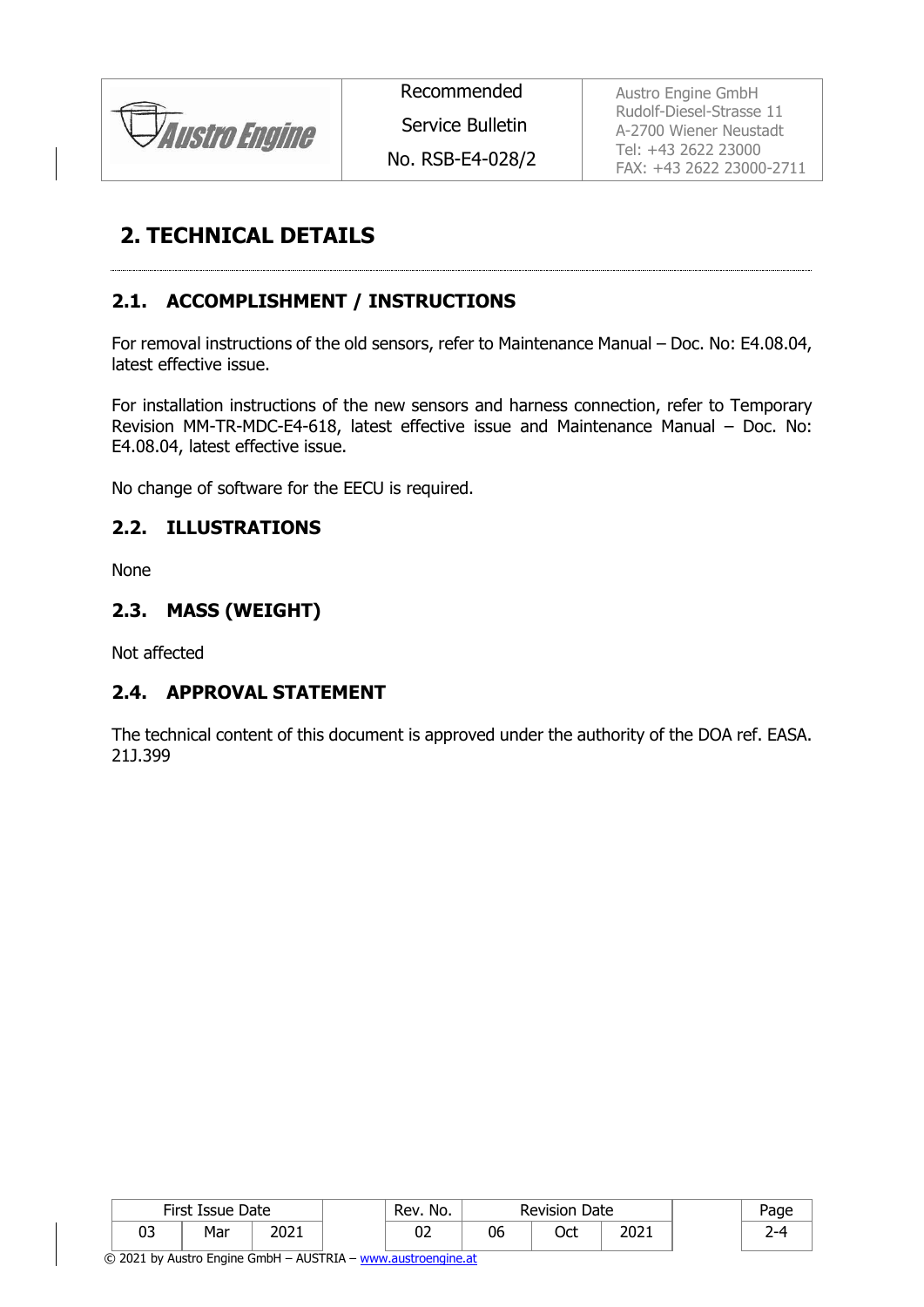# 2. TECHNICAL DETAILS

## 2.1. ACCOMPLISHMENT / INSTRUCTIONS

For removal instructions of the old sensors, refer to Maintenance Manual – Doc. No: E4.08.04, latest effective issue.

For installation instructions of the new sensors and harness connection, refer to Temporary Revision MM-TR-MDC-E4-618, latest effective issue and Maintenance Manual – Doc. No: E4.08.04, latest effective issue.

No change of software for the EECU is required.

## 2.2. ILLUSTRATIONS

None

## 2.3. MASS (WEIGHT)

Not affected

## 2.4. APPROVAL STATEMENT

The technical content of this document is approved under the authority of the DOA ref. EASA. 21J.399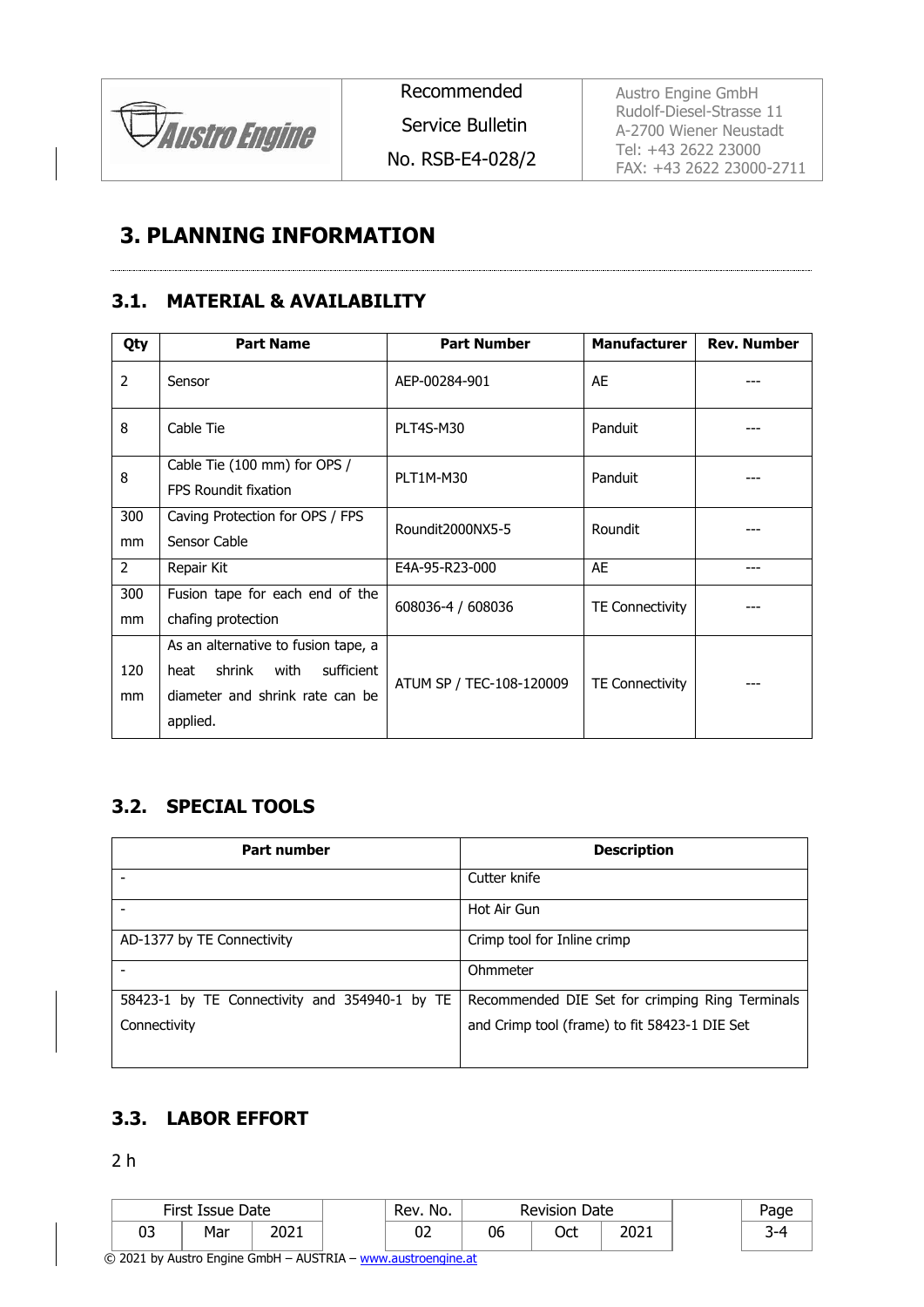# 3. PLANNING INFORMATION

## 3.1. MATERIAL & AVAILABILITY

| Qty | Part Name | Part Number | Manufacturer | Rev. Number |
|---|---|---|---|---|
| 2 | Sensor | AEP-00284-901 | AE | --- |
| 8 | Cable Tie | PLT4S-M30 | Panduit | --- |
| 8 | Cable Tie (100 mm) for OPS / FPS Roundit fixation | PLT1M-M30 | Panduit | --- |
| 300 mm | Caving Protection for OPS / FPS Sensor Cable | Roundit2000NX5-5 | Roundit | --- |
| 2 | Repair Kit | E4A-95-R23-000 | AE | --- |
| 300 mm | Fusion tape for each end of the chafing protection | 608036-4 / 608036 | TE Connectivity | --- |
| 120 mm | As an alternative to fusion tape, a heat shrink with sufficient diameter and shrink rate can be applied. | ATUM SP / TEC-108-120009 | TE Connectivity | --- |

## 3.2. SPECIAL TOOLS

| Part number | Description |
|---|---|
| - | Cutter knife |
| - | Hot Air Gun |
| AD-1377 by TE Connectivity | Crimp tool for Inline crimp |
| - | Ohmmeter |
| 58423-1 by TE Connectivity and 354940-1 by TE Connectivity | Recommended DIE Set for crimping Ring Terminals and Crimp tool (frame) to fit 58423-1 DIE Set |

## 3.3. LABOR EFFORT

2 h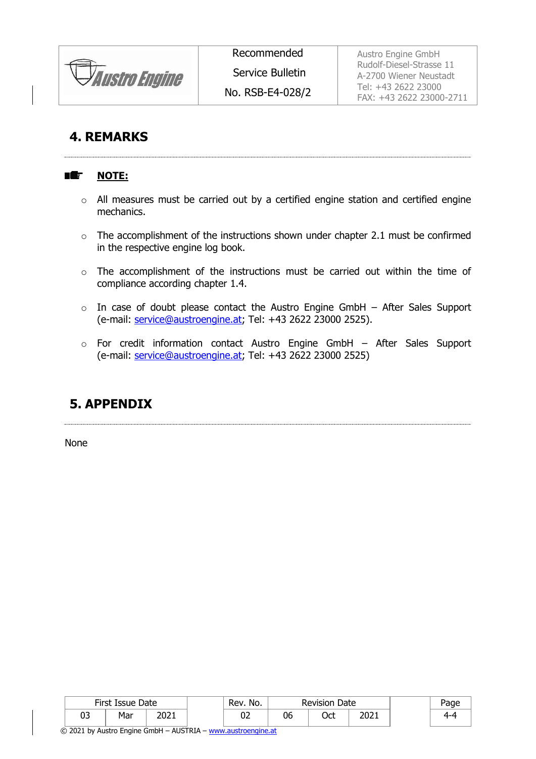## 4. REMARKS

**NOTE:**

- All measures must be carried out by a certified engine station and certified engine mechanics.
- The accomplishment of the instructions shown under chapter 2.1 must be confirmed in the respective engine log book.
- The accomplishment of the instructions must be carried out within the time of compliance according chapter 1.4.
- In case of doubt please contact the Austro Engine GmbH – After Sales Support (e-mail: service@austroengine.at; Tel: +43 2622 23000 2525).
- For credit information contact Austro Engine GmbH – After Sales Support (e-mail: service@austroengine.at; Tel: +43 2622 23000 2525)

## 5. APPENDIX

None